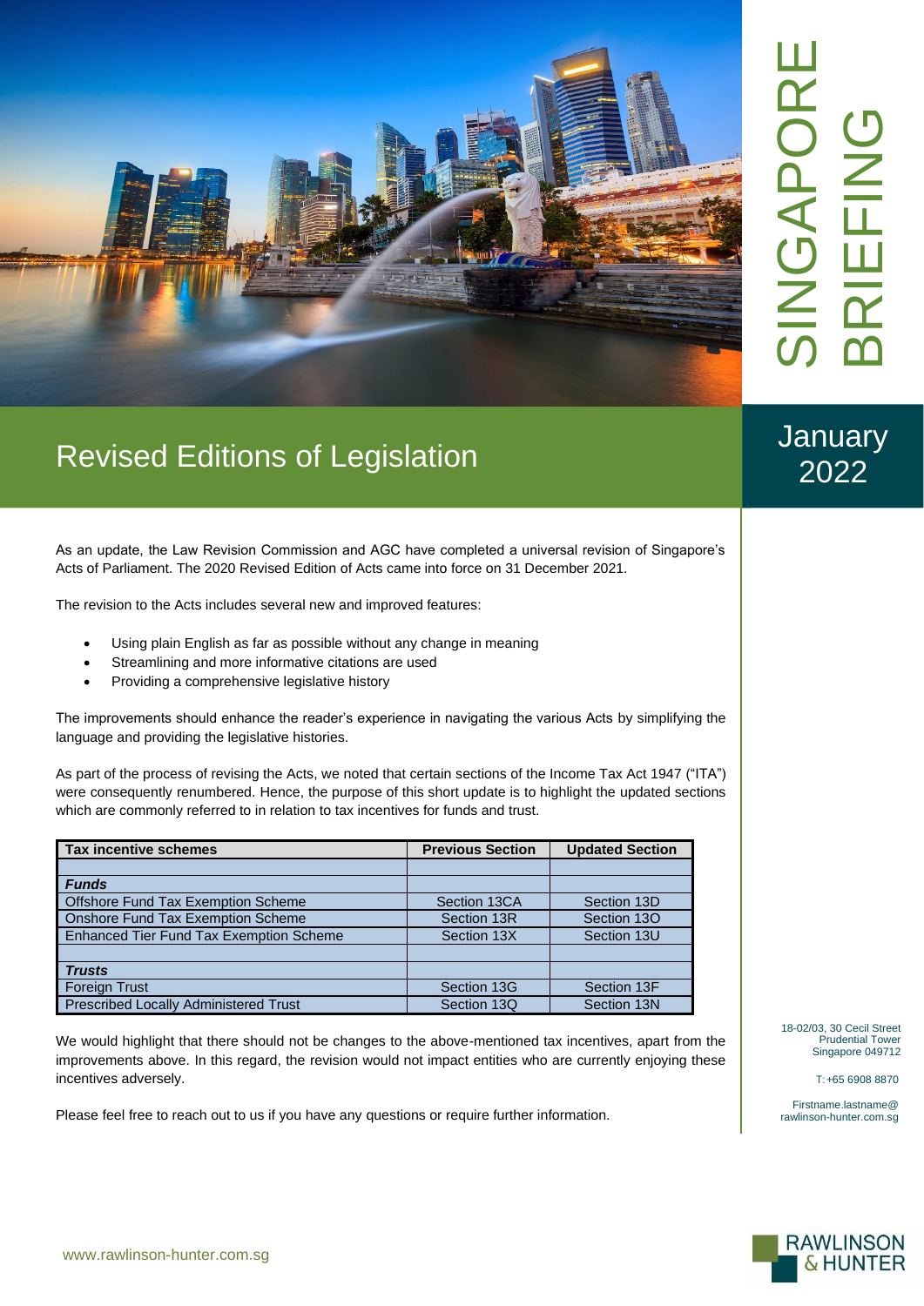# SINGAPORE BRIEFING

January 2022

## Revised Editions of Legislation

As an update, the Law Revision Commission and AGC have completed a universal revision of Singapore's Acts of Parliament. The 2020 Revised Edition of Acts came into force on 31 December 2021.

The revision to the Acts includes several new and improved features:

- Using plain English as far as possible without any change in meaning
- Streamlining and more informative citations are used
- Providing a comprehensive legislative history

The improvements should enhance the reader's experience in navigating the various Acts by simplifying the language and providing the legislative histories.

As part of the process of revising the Acts, we noted that certain sections of the Income Tax Act 1947 ("ITA") were consequently renumbered. Hence, the purpose of this short update is to highlight the updated sections which are commonly referred to in relation to tax incentives for funds and trust.

| Tax incentive schemes | Previous Section | Updated Section |
|---|---|---|
| | | |
| ***Funds*** | | |
| Offshore Fund Tax Exemption Scheme | Section 13CA | Section 13D |
| Onshore Fund Tax Exemption Scheme | Section 13R | Section 13O |
| Enhanced Tier Fund Tax Exemption Scheme | Section 13X | Section 13U |
| | | |
| ***Trusts*** | | |
| Foreign Trust | Section 13G | Section 13F |
| Prescribed Locally Administered Trust | Section 13Q | Section 13N |

We would highlight that there should not be changes to the above-mentioned tax incentives, apart from the improvements above. In this regard, the revision would not impact entities who are currently enjoying these incentives adversely.

Please feel free to reach out to us if you have any questions or require further information.

18-02/03, 30 Cecil Street
Prudential Tower
Singapore 049712

T: +65 6908 8870

Firstname.lastname@
rawlinson-hunter.com.sg

www.rawlinson-hunter.com.sg

RAWLINSON & HUNTER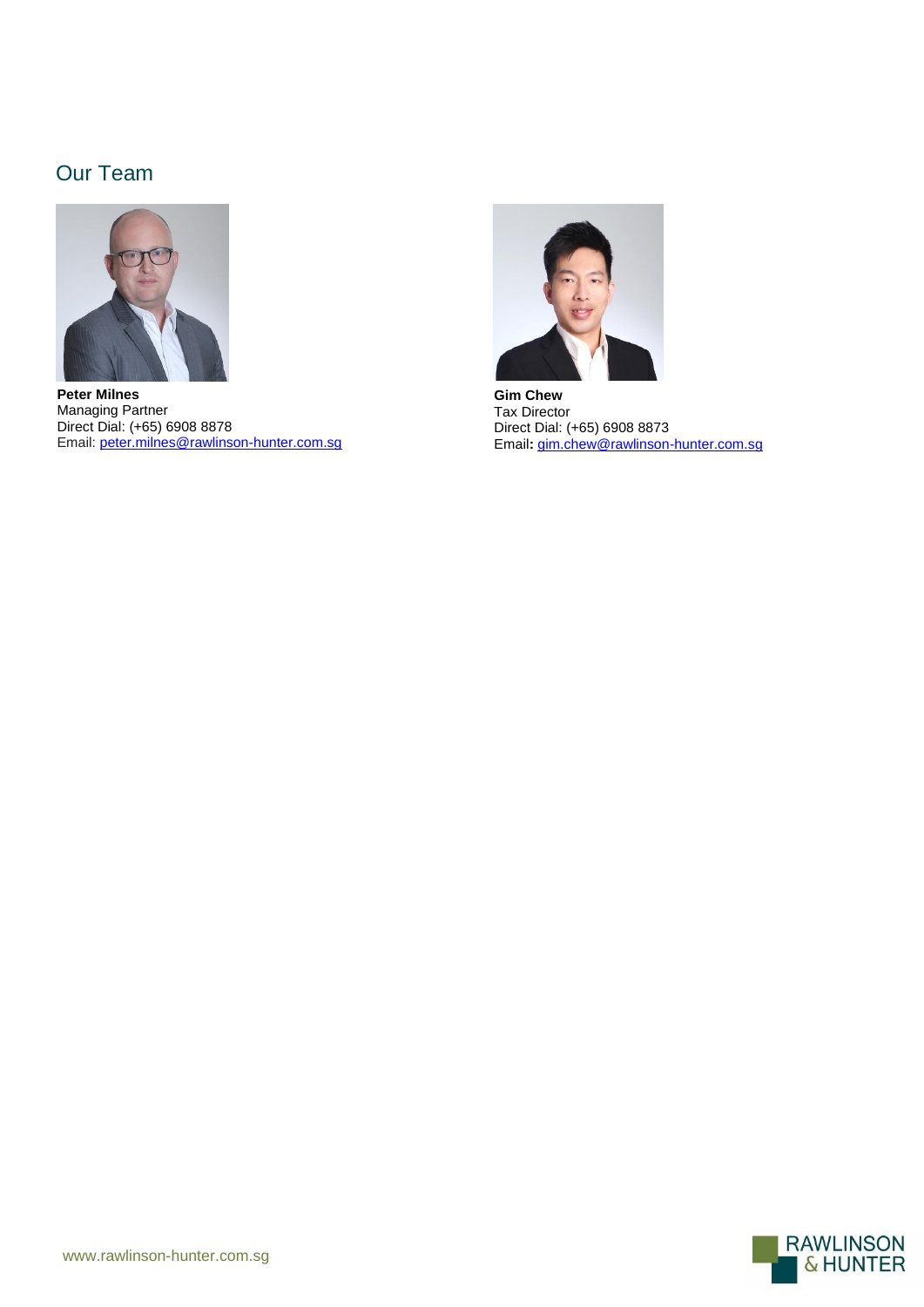## Our Team

**Peter Milnes**
Managing Partner
Direct Dial: (+65) 6908 8878
Email: peter.milnes@rawlinson-hunter.com.sg

**Gim Chew**
Tax Director
Direct Dial: (+65) 6908 8873
Email**:** gim.chew@rawlinson-hunter.com.sg